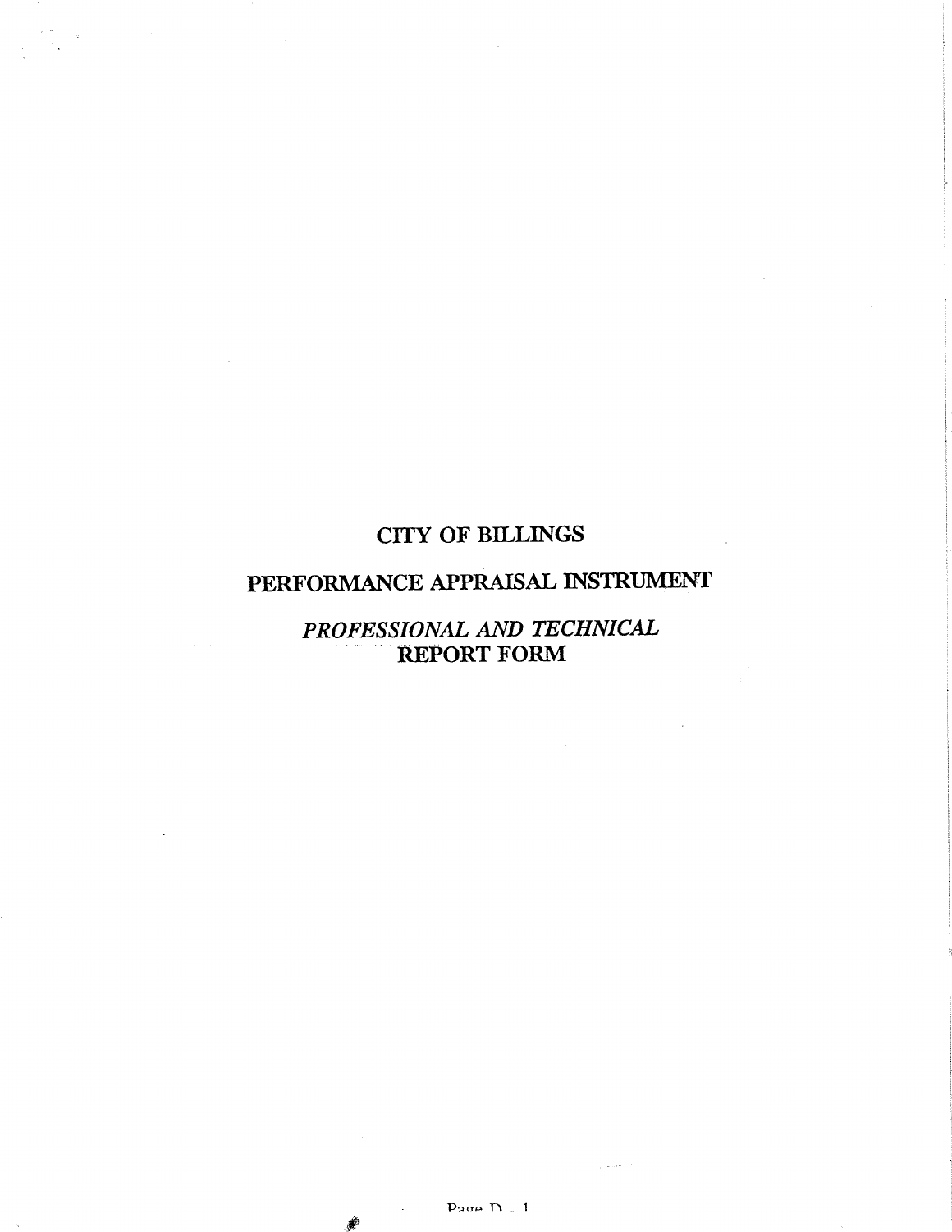# CITY OF BILLINGS

## PERFORMANCE APPRAISAL INSTRUMENT

### *PROFESSIONAL AND TECHNICAL*
### REPORT FORM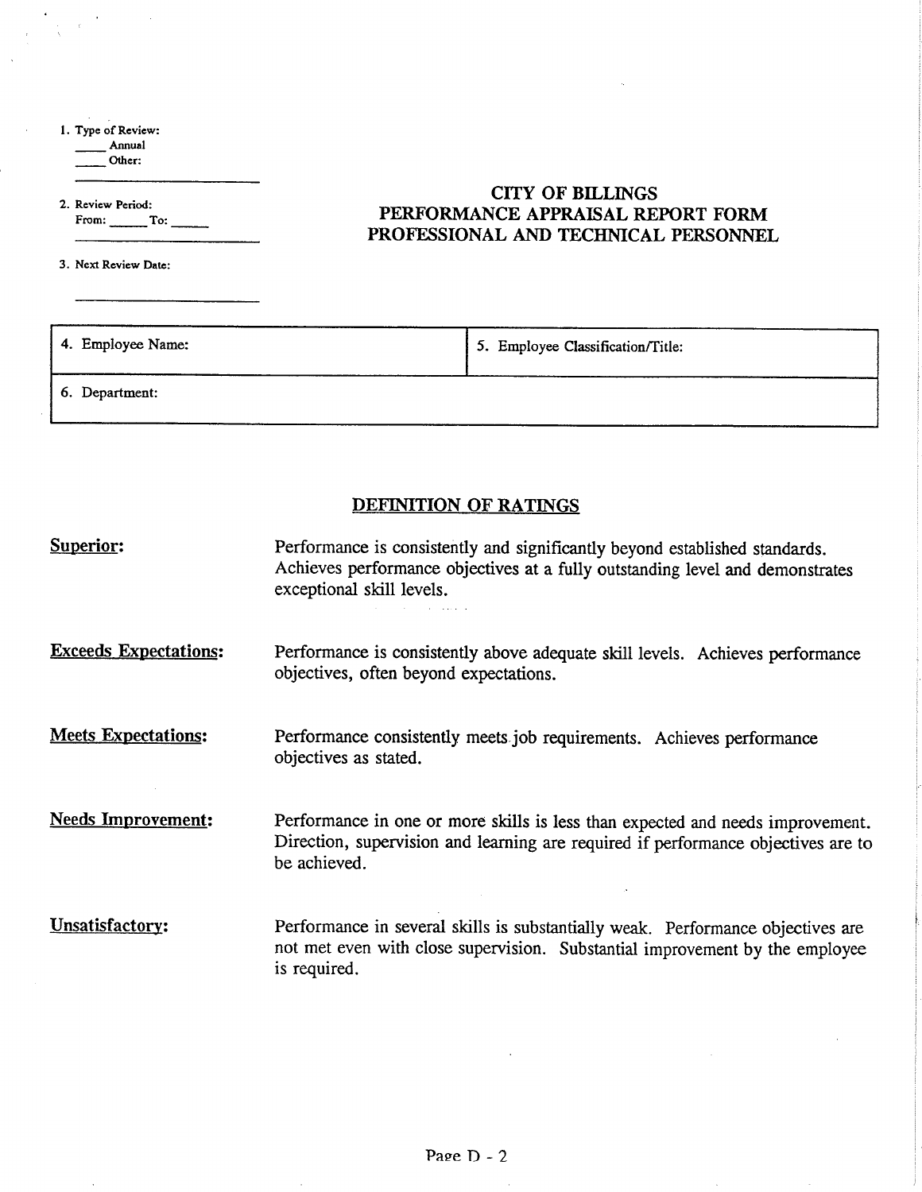1. Type of Review:
   ____ Annual
   ____ Other:
   ______________________

2. Review Period:
   From: _____ To: _____
   ______________________

3. Next Review Date:
   ______________________

# CITY OF BILLINGS
## PERFORMANCE APPRAISAL REPORT FORM
## PROFESSIONAL AND TECHNICAL PERSONNEL

| 4. Employee Name: | 5. Employee Classification/Title: |
|---|---|
| 6. Department: | |

## DEFINITION OF RATINGS

**Superior:** Performance is consistently and significantly beyond established standards. Achieves performance objectives at a fully outstanding level and demonstrates exceptional skill levels.

**Exceeds Expectations:** Performance is consistently above adequate skill levels. Achieves performance objectives, often beyond expectations.

**Meets Expectations:** Performance consistently meets job requirements. Achieves performance objectives as stated.

**Needs Improvement:** Performance in one or more skills is less than expected and needs improvement. Direction, supervision and learning are required if performance objectives are to be achieved.

**Unsatisfactory:** Performance in several skills is substantially weak. Performance objectives are not met even with close supervision. Substantial improvement by the employee is required.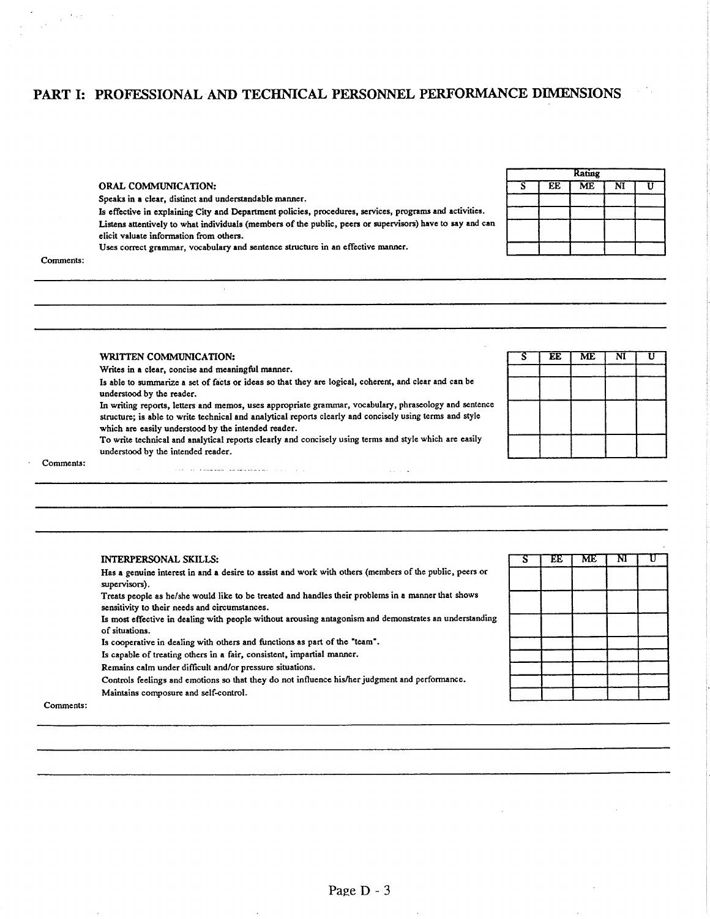# PART I: PROFESSIONAL AND TECHNICAL PERSONNEL PERFORMANCE DIMENSIONS

| ORAL COMMUNICATION: | S | EE | ME | NI | U |
|---|---|---|---|---|---|
| Speaks in a clear, distinct and understandable manner. | | | | | |
| Is effective in explaining City and Department policies, procedures, services, programs and activities. | | | | | |
| Listens attentively to what individuals (members of the public, peers or supervisors) have to say and can elicit valuate information from others. | | | | | |
| Uses correct grammar, vocabulary and sentence structure in an effective manner. | | | | | |

Comments:

| WRITTEN COMMUNICATION: | S | EE | ME | NI | U |
|---|---|---|---|---|---|
| Writes in a clear, concise and meaningful manner. | | | | | |
| Is able to summarize a set of facts or ideas so that they are logical, coherent, and clear and can be understood by the reader. | | | | | |
| In writing reports, letters and memos, uses appropriate grammar, vocabulary, phraseology and sentence structure; is able to write technical and analytical reports clearly and concisely using terms and style which are easily understood by the intended reader. | | | | | |
| To write technical and analytical reports clearly and concisely using terms and style which are easily understood by the intended reader. | | | | | |

Comments:

| INTERPERSONAL SKILLS: | S | EE | ME | NI | U |
|---|---|---|---|---|---|
| Has a genuine interest in and a desire to assist and work with others (members of the public, peers or supervisors). | | | | | |
| Treats people as he/she would like to be treated and handles their problems in a manner that shows sensitivity to their needs and circumstances. | | | | | |
| Is most effective in dealing with people without arousing antagonism and demonstrates an understanding of situations. | | | | | |
| Is cooperative in dealing with others and functions as part of the "team". | | | | | |
| Is capable of treating others in a fair, consistent, impartial manner. | | | | | |
| Remains calm under difficult and/or pressure situations. | | | | | |
| Controls feelings and emotions so that they do not influence his/her judgment and performance. | | | | | |
| Maintains composure and self-control. | | | | | |

Comments: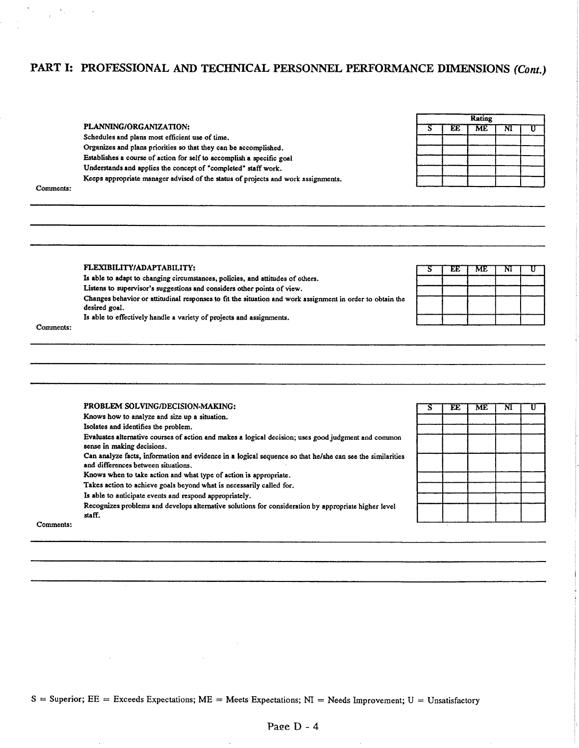## PART I: PROFESSIONAL AND TECHNICAL PERSONNEL PERFORMANCE DIMENSIONS *(Cont.)*

**PLANNING/ORGANIZATION:**

| | Rating | | | | |
|---|---|---|---|---|---|
| | S | EE | ME | NI | U |
| Schedules and plans most efficient use of time. | | | | | |
| Organizes and plans priorities so that they can be accomplished. | | | | | |
| Establishes a course of action for self to accomplish a specific goal | | | | | |
| Understands and applies the concept of "completed" staff work. | | | | | |
| Keeps appropriate manager advised of the status of projects and work assignments. | | | | | |

Comments:

---

---

---

**FLEXIBILITY/ADAPTABILITY:**

| | S | EE | ME | NI | U |
|---|---|---|---|---|---|
| Is able to adapt to changing circumstances, policies, and attitudes of others. | | | | | |
| Listens to supervisor's suggestions and considers other points of view. | | | | | |
| Changes behavior or attitudinal responses to fit the situation and work assignment in order to obtain the desired goal. | | | | | |
| Is able to effectively handle a variety of projects and assignments. | | | | | |

Comments:

---

---

---

**PROBLEM SOLVING/DECISION-MAKING:**

| | S | EE | ME | NI | U |
|---|---|---|---|---|---|
| Knows how to analyze and size up a situation. | | | | | |
| Isolates and identifies the problem. | | | | | |
| Evaluates alternative courses of action and makes a logical decision; uses good judgment and common sense in making decisions. | | | | | |
| Can analyze facts, information and evidence in a logical sequence so that he/she can see the similarities and differences between situations. | | | | | |
| Knows when to take action and what type of action is appropriate. | | | | | |
| Takes action to achieve goals beyond what is necessarily called for. | | | | | |
| Is able to anticipate events and respond appropriately. | | | | | |
| Recognizes problems and develops alternative solutions for consideration by appropriate higher level staff. | | | | | |

Comments:

---

---

---

S = Superior; EE = Exceeds Expectations; ME = Meets Expectations; NI = Needs Improvement; U = Unsatisfactory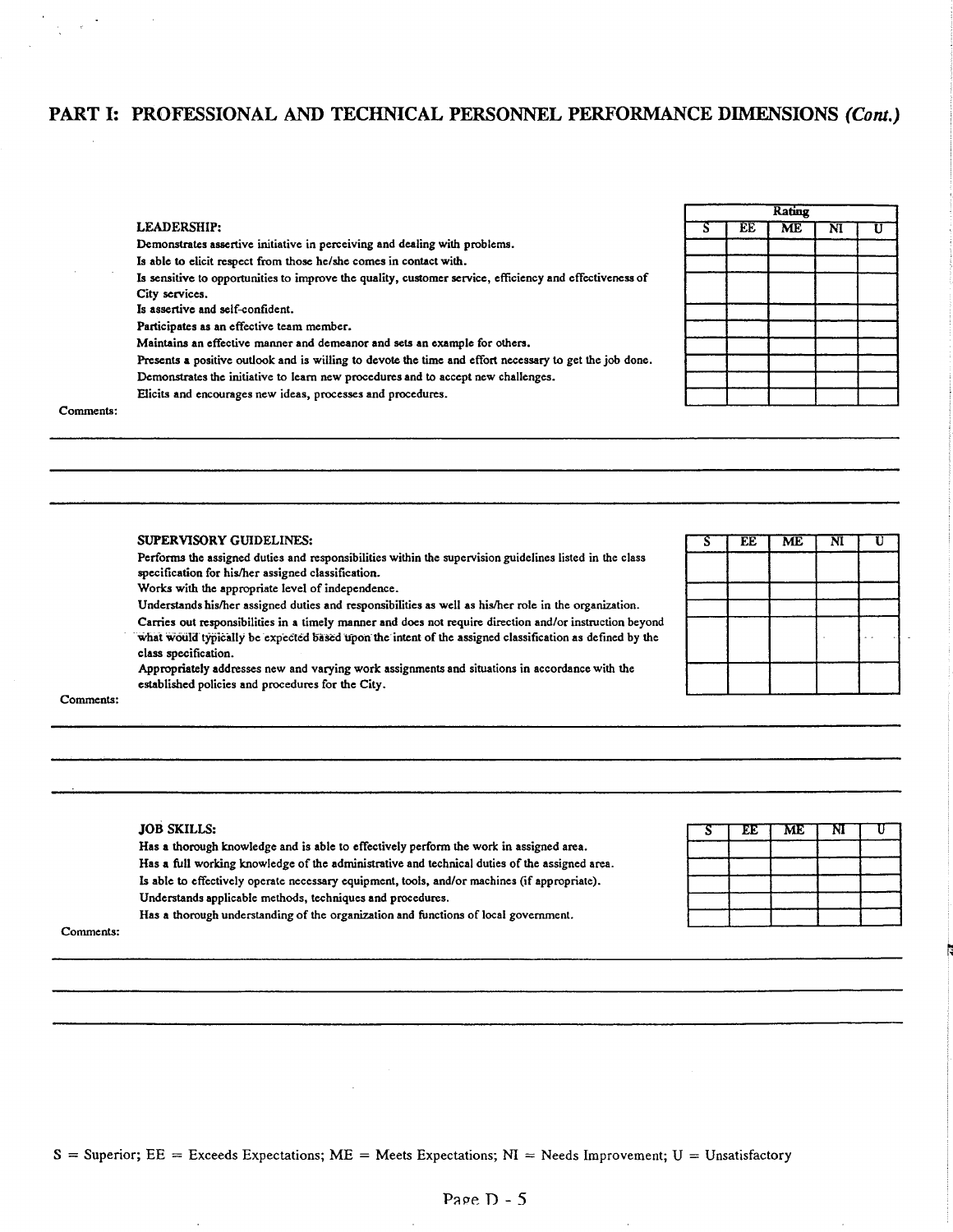## PART I: PROFESSIONAL AND TECHNICAL PERSONNEL PERFORMANCE DIMENSIONS *(Cont.)*

**LEADERSHIP:**

| Criteria | S | EE | ME | NI | U |
|---|---|---|---|---|---|
| Demonstrates assertive initiative in perceiving and dealing with problems. | | | | | |
| Is able to elicit respect from those he/she comes in contact with. | | | | | |
| Is sensitive to opportunities to improve the quality, customer service, efficiency and effectiveness of City services. | | | | | |
| Is assertive and self-confident. | | | | | |
| Participates as an effective team member. | | | | | |
| Maintains an effective manner and demeanor and sets an example for others. | | | | | |
| Presents a positive outlook and is willing to devote the time and effort necessary to get the job done. | | | | | |
| Demonstrates the initiative to learn new procedures and to accept new challenges. | | | | | |
| Elicits and encourages new ideas, processes and procedures. | | | | | |

Comments:

**SUPERVISORY GUIDELINES:**

| Criteria | S | EE | ME | NI | U |
|---|---|---|---|---|---|
| Performs the assigned duties and responsibilities within the supervision guidelines listed in the class specification for his/her assigned classification. | | | | | |
| Works with the appropriate level of independence. | | | | | |
| Understands his/her assigned duties and responsibilities as well as his/her role in the organization. | | | | | |
| Carries out responsibilities in a timely manner and does not require direction and/or instruction beyond what would typically be expected based upon the intent of the assigned classification as defined by the class specification. | | | | | |
| Appropriately addresses new and varying work assignments and situations in accordance with the established policies and procedures for the City. | | | | | |

Comments:

**JOB SKILLS:**

| Criteria | S | EE | ME | NI | U |
|---|---|---|---|---|---|
| Has a thorough knowledge and is able to effectively perform the work in assigned area. | | | | | |
| Has a full working knowledge of the administrative and technical duties of the assigned area. | | | | | |
| Is able to effectively operate necessary equipment, tools, and/or machines (if appropriate). | | | | | |
| Understands applicable methods, techniques and procedures. | | | | | |
| Has a thorough understanding of the organization and functions of local government. | | | | | |

Comments:

S = Superior; EE = Exceeds Expectations; ME = Meets Expectations; NI = Needs Improvement; U = Unsatisfactory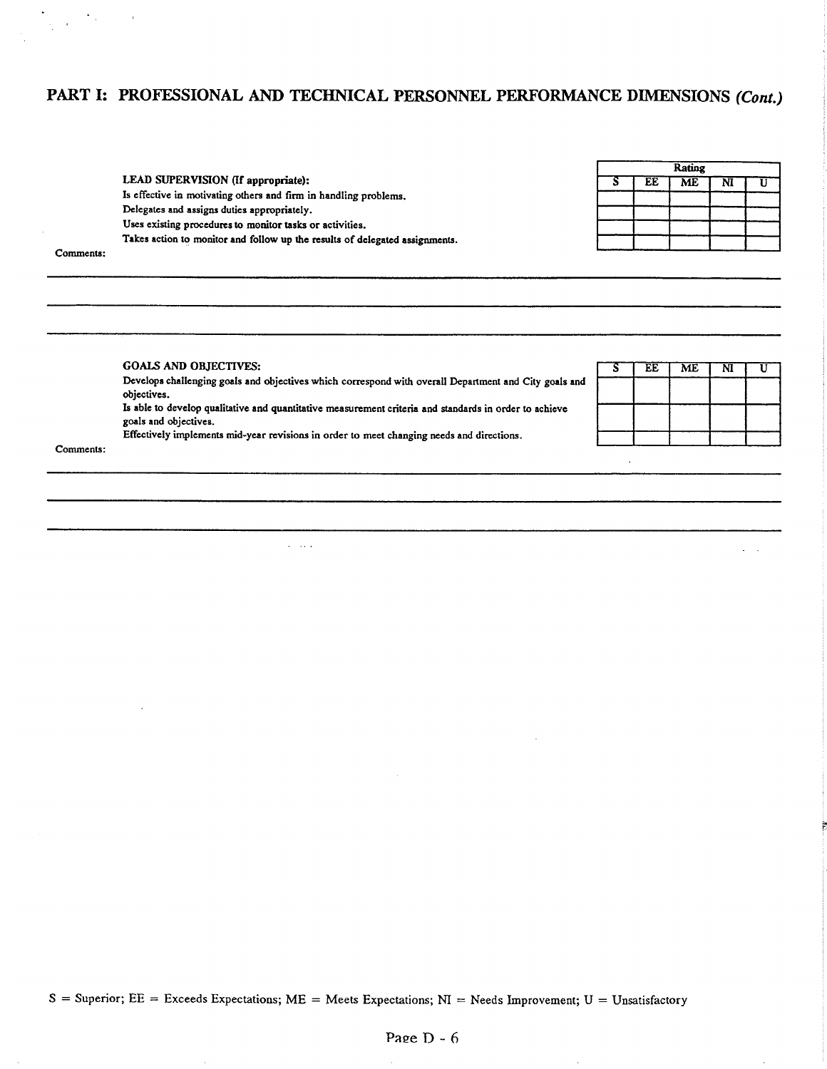## PART I: PROFESSIONAL AND TECHNICAL PERSONNEL PERFORMANCE DIMENSIONS *(Cont.)*

**LEAD SUPERVISION (If appropriate):**

Is effective in motivating others and firm in handling problems.
Delegates and assigns duties appropriately.
Uses existing procedures to monitor tasks or activities.
Takes action to monitor and follow up the results of delegated assignments.

| Rating | | | | |
|---|---|---|---|---|
| S | EE | ME | NI | U |
| | | | | |
| | | | | |
| | | | | |
| | | | | |

Comments:

---

---

---

**GOALS AND OBJECTIVES:**

Develops challenging goals and objectives which correspond with overall Department and City goals and objectives.
Is able to develop qualitative and quantitative measurement criteria and standards in order to achieve goals and objectives.
Effectively implements mid-year revisions in order to meet changing needs and directions.

| S | EE | ME | NI | U |
|---|---|---|---|---|
| | | | | |
| | | | | |
| | | | | |

Comments:

---

---

---

S = Superior; EE = Exceeds Expectations; ME = Meets Expectations; NI = Needs Improvement; U = Unsatisfactory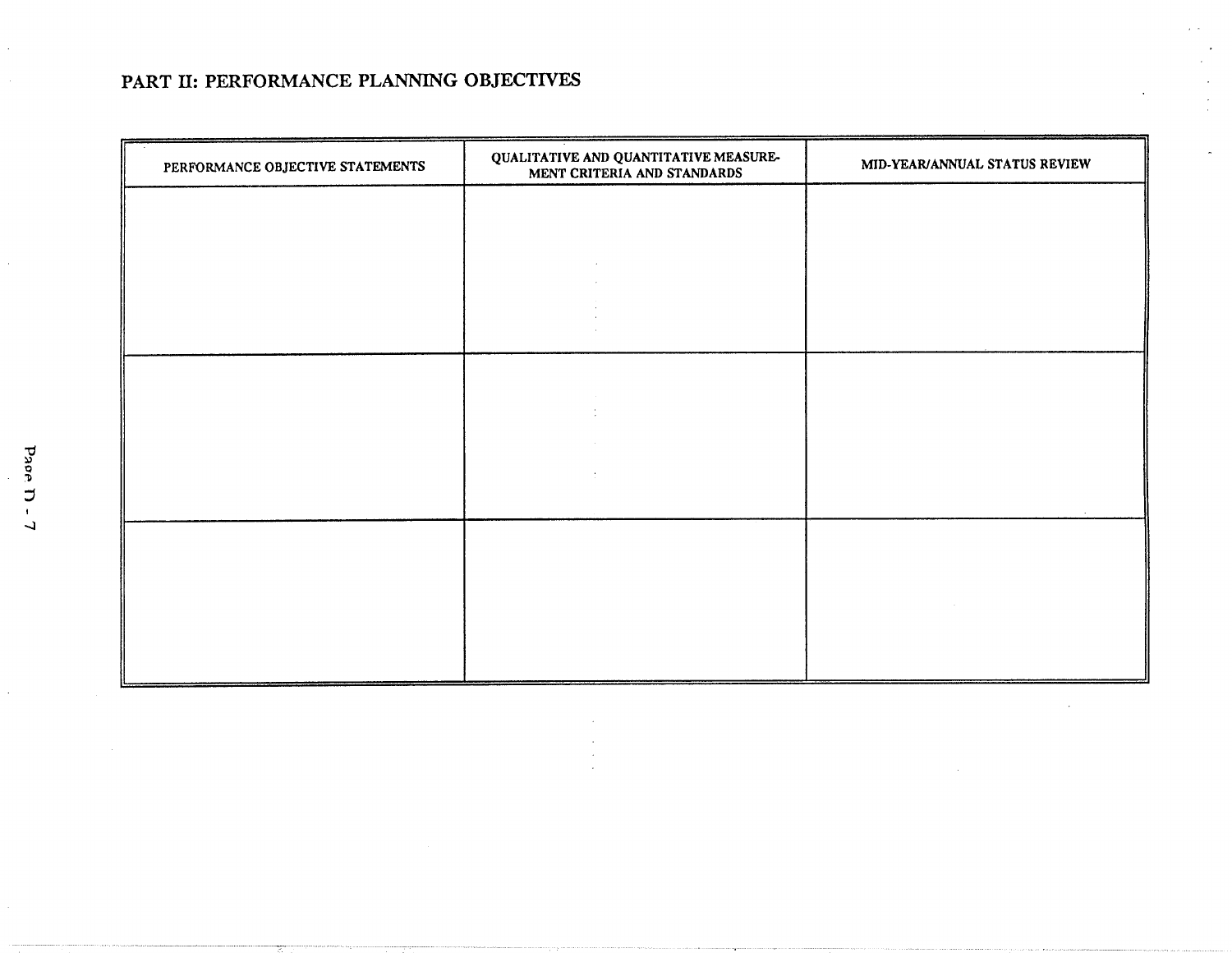## PART II: PERFORMANCE PLANNING OBJECTIVES

| PERFORMANCE OBJECTIVE STATEMENTS | QUALITATIVE AND QUANTITATIVE MEASUREMENT CRITERIA AND STANDARDS | MID-YEAR/ANNUAL STATUS REVIEW |
|---|---|---|
| | | |
| | | |
| | | |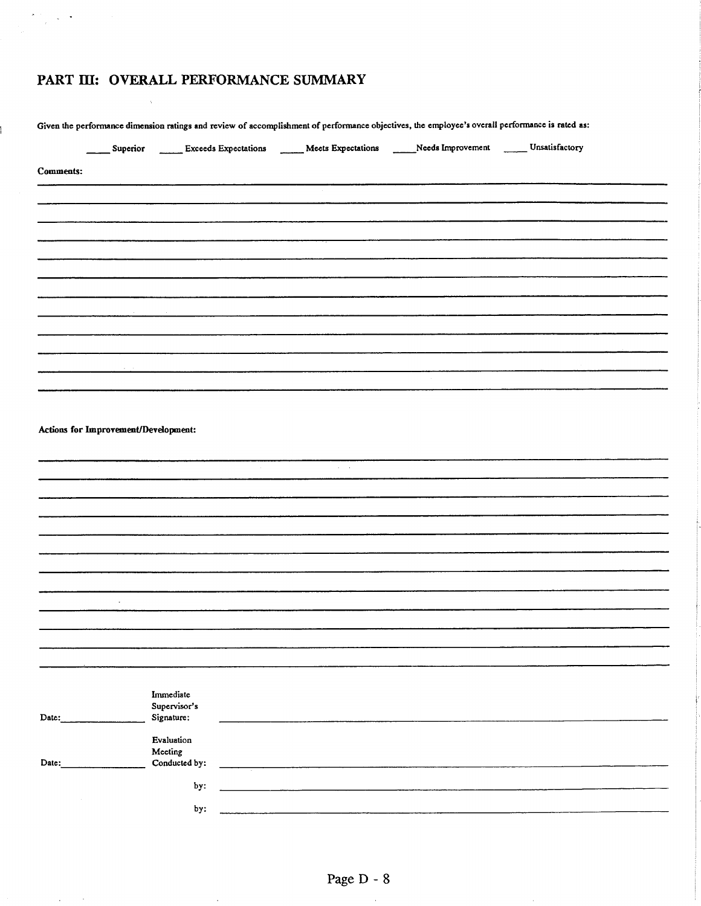## PART III: OVERALL PERFORMANCE SUMMARY

Given the performance dimension ratings and review of accomplishment of performance objectives, the employee's overall performance is rated as:

_____ Superior _____ Exceeds Expectations _____ Meets Expectations _____ Needs Improvement _____ Unsatisfactory

**Comments:**

______________________________________________________________________________

______________________________________________________________________________

______________________________________________________________________________

______________________________________________________________________________

______________________________________________________________________________

______________________________________________________________________________

______________________________________________________________________________

______________________________________________________________________________

______________________________________________________________________________

______________________________________________________________________________

______________________________________________________________________________

______________________________________________________________________________

**Actions for Improvement/Development:**

______________________________________________________________________________

______________________________________________________________________________

______________________________________________________________________________

______________________________________________________________________________

______________________________________________________________________________

______________________________________________________________________________

______________________________________________________________________________

______________________________________________________________________________

______________________________________________________________________________

______________________________________________________________________________

______________________________________________________________________________

______________________________________________________________________________

Date: ______________ Immediate Supervisor's Signature: ______________________________________

Date: ______________ Evaluation Meeting Conducted by: ______________________________________

by: ______________________________________

by: ______________________________________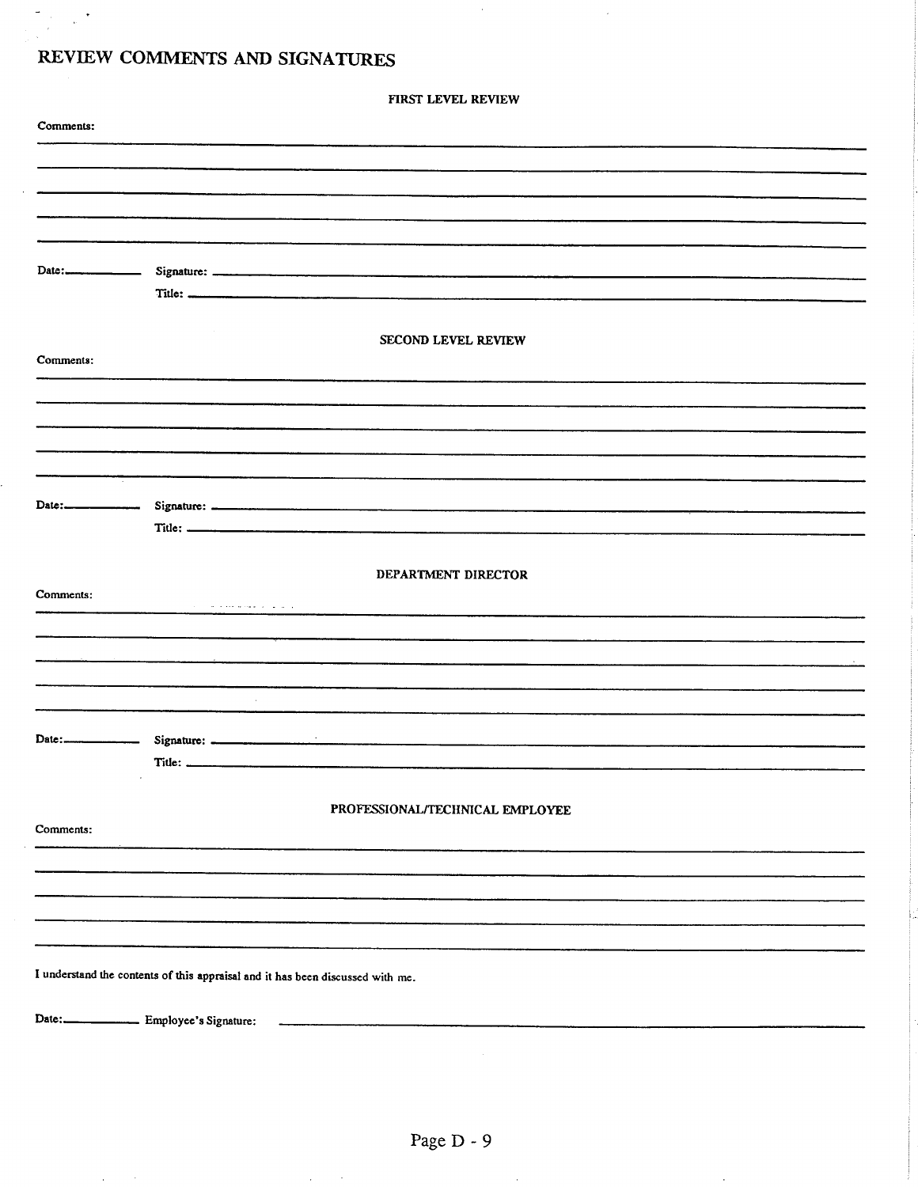# REVIEW COMMENTS AND SIGNATURES

## FIRST LEVEL REVIEW

Comments:

_______________________________________________

_______________________________________________

_______________________________________________

_______________________________________________

_______________________________________________

Date: __________ Signature: ______________________________

Title: ______________________________

## SECOND LEVEL REVIEW

Comments:

_______________________________________________

_______________________________________________

_______________________________________________

_______________________________________________

_______________________________________________

Date: __________ Signature: ______________________________

Title: ______________________________

## DEPARTMENT DIRECTOR

Comments:

_______________________________________________

_______________________________________________

_______________________________________________

_______________________________________________

_______________________________________________

Date: __________ Signature: ______________________________

Title: ______________________________

## PROFESSIONAL/TECHNICAL EMPLOYEE

Comments:

_______________________________________________

_______________________________________________

_______________________________________________

_______________________________________________

_______________________________________________

I understand the contents of this appraisal and it has been discussed with me.

Date: __________ Employee's Signature: ______________________________